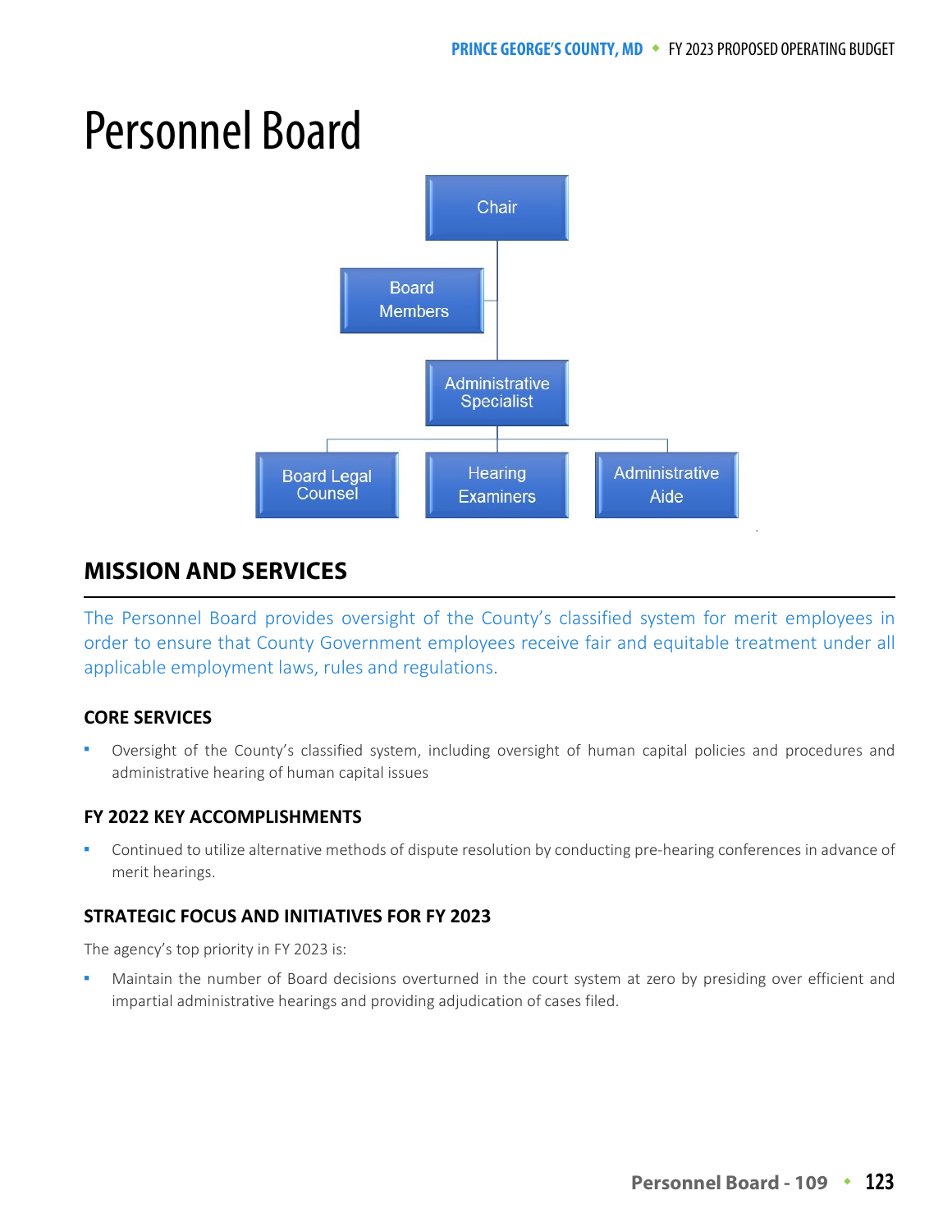# Personnel Board

Chair

Board Members

Administrative Specialist

Board Legal Counsel

Hearing Examiners

Administrative Aide

## MISSION AND SERVICES

The Personnel Board provides oversight of the County's classified system for merit employees in order to ensure that County Government employees receive fair and equitable treatment under all applicable employment laws, rules and regulations.

### CORE SERVICES

- Oversight of the County's classified system, including oversight of human capital policies and procedures and administrative hearing of human capital issues

### FY 2022 KEY ACCOMPLISHMENTS

- Continued to utilize alternative methods of dispute resolution by conducting pre-hearing conferences in advance of merit hearings.

### STRATEGIC FOCUS AND INITIATIVES FOR FY 2023

The agency's top priority in FY 2023 is:

- Maintain the number of Board decisions overturned in the court system at zero by presiding over efficient and impartial administrative hearings and providing adjudication of cases filed.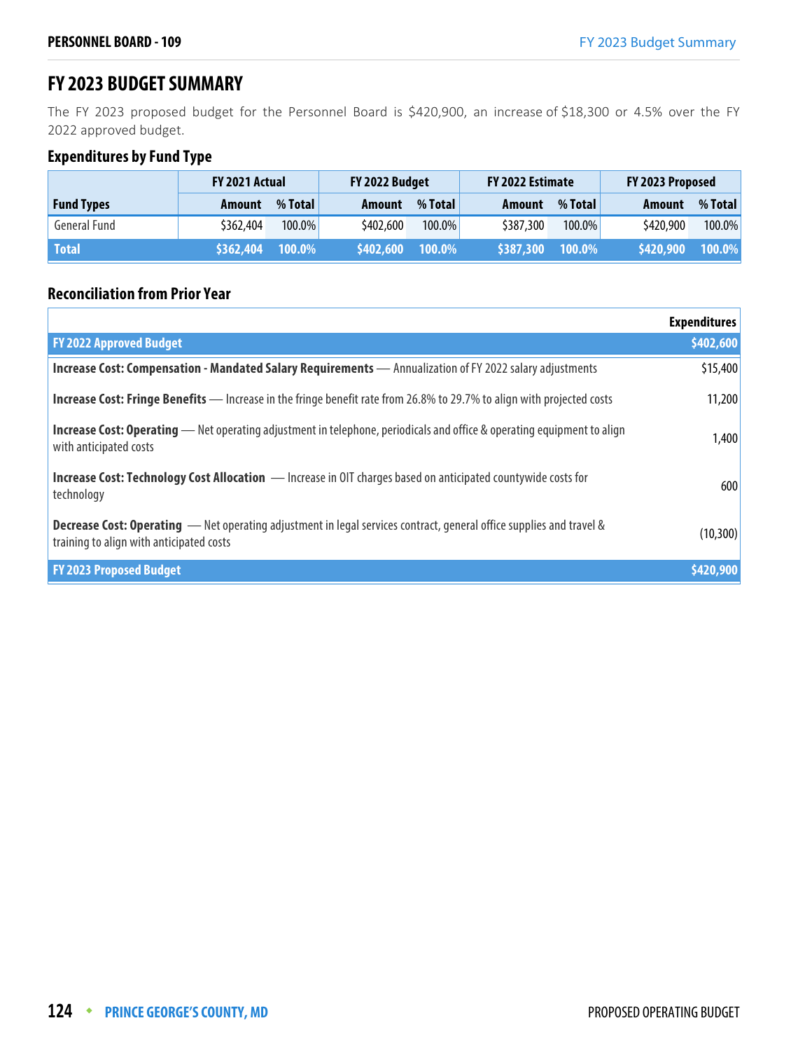# FY 2023 BUDGET SUMMARY

The FY 2023 proposed budget for the Personnel Board is $420,900, an increase of $18,300 or 4.5% over the FY 2022 approved budget.

## Expenditures by Fund Type

| | FY 2021 Actual | | FY 2022 Budget | | FY 2022 Estimate | | FY 2023 Proposed | |
|---|---|---|---|---|---|---|---|---|
| **Fund Types** | **Amount** | **% Total** | **Amount** | **% Total** | **Amount** | **% Total** | **Amount** | **% Total** |
| General Fund | $362,404 | 100.0% | $402,600 | 100.0% | $387,300 | 100.0% | $420,900 | 100.0% |
| **Total** | **$362,404** | **100.0%** | **$402,600** | **100.0%** | **$387,300** | **100.0%** | **$420,900** | **100.0%** |

## Reconciliation from Prior Year

| | Expenditures |
|---|---|
| **FY 2022 Approved Budget** | **$402,600** |
| **Increase Cost: Compensation - Mandated Salary Requirements** — Annualization of FY 2022 salary adjustments | $15,400 |
| **Increase Cost: Fringe Benefits** — Increase in the fringe benefit rate from 26.8% to 29.7% to align with projected costs | 11,200 |
| **Increase Cost: Operating** — Net operating adjustment in telephone, periodicals and office & operating equipment to align with anticipated costs | 1,400 |
| **Increase Cost: Technology Cost Allocation** — Increase in OIT charges based on anticipated countywide costs for technology | 600 |
| **Decrease Cost: Operating** — Net operating adjustment in legal services contract, general office supplies and travel & training to align with anticipated costs | (10,300) |
| **FY 2023 Proposed Budget** | **$420,900** |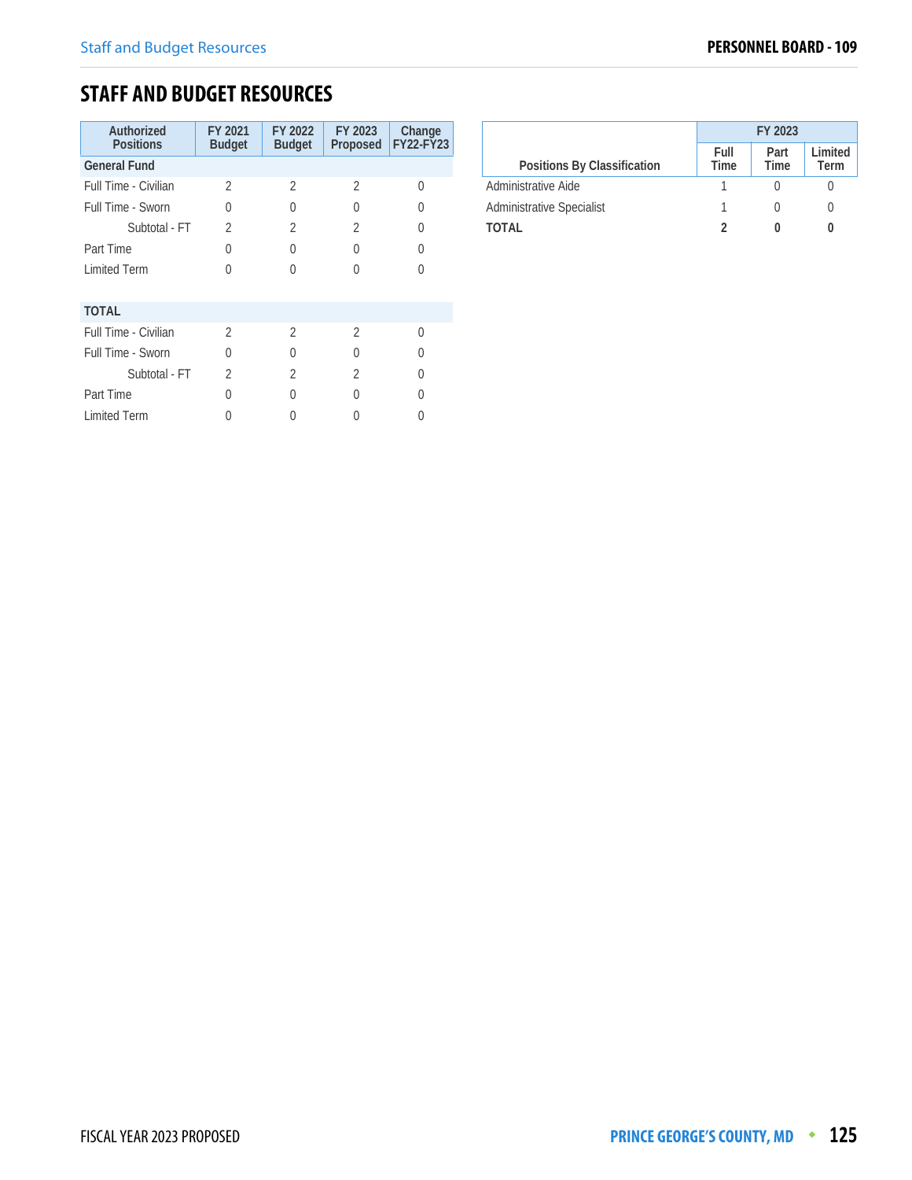# STAFF AND BUDGET RESOURCES

| Authorized Positions | FY 2021 Budget | FY 2022 Budget | FY 2023 Proposed | Change FY22-FY23 |
|---|---|---|---|---|
| **General Fund** | | | | |
| Full Time - Civilian | 2 | 2 | 2 | 0 |
| Full Time - Sworn | 0 | 0 | 0 | 0 |
| Subtotal - FT | 2 | 2 | 2 | 0 |
| Part Time | 0 | 0 | 0 | 0 |
| Limited Term | 0 | 0 | 0 | 0 |
| | | | | |
| **TOTAL** | | | | |
| Full Time - Civilian | 2 | 2 | 2 | 0 |
| Full Time - Sworn | 0 | 0 | 0 | 0 |
| Subtotal - FT | 2 | 2 | 2 | 0 |
| Part Time | 0 | 0 | 0 | 0 |
| Limited Term | 0 | 0 | 0 | 0 |

| Positions By Classification | FY 2023 | | |
|---|---|---|---|
| | Full Time | Part Time | Limited Term |
| Administrative Aide | 1 | 0 | 0 |
| Administrative Specialist | 1 | 0 | 0 |
| **TOTAL** | **2** | **0** | **0** |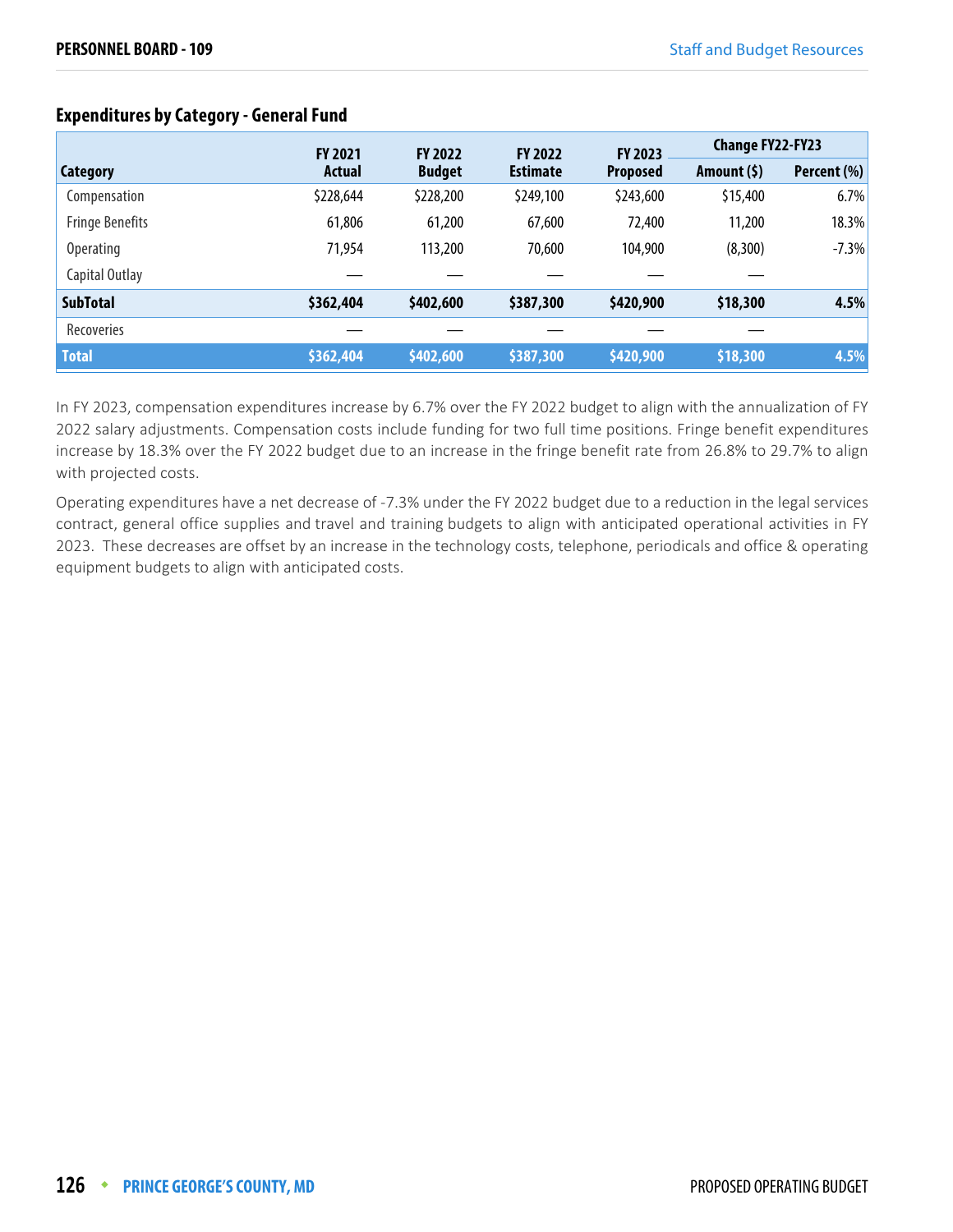### Expenditures by Category - General Fund

| Category | FY 2021 Actual | FY 2022 Budget | FY 2022 Estimate | FY 2023 Proposed | Change FY22-FY23 | |
|---|---|---|---|---|---|---|
| | | | | | Amount ($) | Percent (%) |
| Compensation | $228,644 | $228,200 | $249,100 | $243,600 | $15,400 | 6.7% |
| Fringe Benefits | 61,806 | 61,200 | 67,600 | 72,400 | 11,200 | 18.3% |
| Operating | 71,954 | 113,200 | 70,600 | 104,900 | (8,300) | -7.3% |
| Capital Outlay | — | — | — | — | — | |
| **SubTotal** | **$362,404** | **$402,600** | **$387,300** | **$420,900** | **$18,300** | **4.5%** |
| Recoveries | — | — | — | — | — | |
| **Total** | **$362,404** | **$402,600** | **$387,300** | **$420,900** | **$18,300** | **4.5%** |

In FY 2023, compensation expenditures increase by 6.7% over the FY 2022 budget to align with the annualization of FY 2022 salary adjustments. Compensation costs include funding for two full time positions. Fringe benefit expenditures increase by 18.3% over the FY 2022 budget due to an increase in the fringe benefit rate from 26.8% to 29.7% to align with projected costs.

Operating expenditures have a net decrease of -7.3% under the FY 2022 budget due to a reduction in the legal services contract, general office supplies and travel and training budgets to align with anticipated operational activities in FY 2023. These decreases are offset by an increase in the technology costs, telephone, periodicals and office & operating equipment budgets to align with anticipated costs.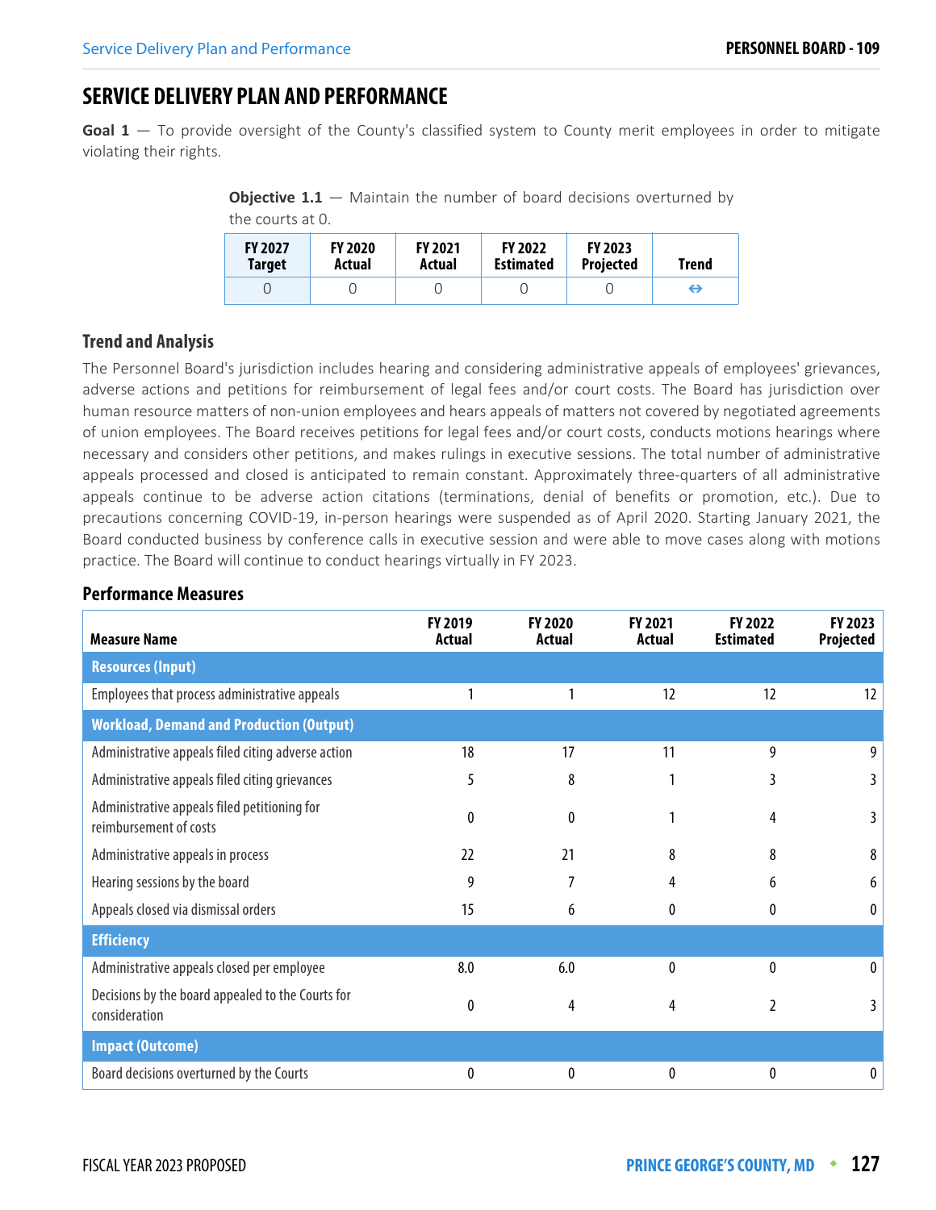# SERVICE DELIVERY PLAN AND PERFORMANCE

**Goal 1** — To provide oversight of the County's classified system to County merit employees in order to mitigate violating their rights.

**Objective 1.1** — Maintain the number of board decisions overturned by the courts at 0.

| FY 2027 Target | FY 2020 Actual | FY 2021 Actual | FY 2022 Estimated | FY 2023 Projected | Trend |
|---|---|---|---|---|---|
| 0 | 0 | 0 | 0 | 0 | ⇔ |

### Trend and Analysis

The Personnel Board's jurisdiction includes hearing and considering administrative appeals of employees' grievances, adverse actions and petitions for reimbursement of legal fees and/or court costs. The Board has jurisdiction over human resource matters of non-union employees and hears appeals of matters not covered by negotiated agreements of union employees. The Board receives petitions for legal fees and/or court costs, conducts motions hearings where necessary and considers other petitions, and makes rulings in executive sessions. The total number of administrative appeals processed and closed is anticipated to remain constant. Approximately three-quarters of all administrative appeals continue to be adverse action citations (terminations, denial of benefits or promotion, etc.). Due to precautions concerning COVID-19, in-person hearings were suspended as of April 2020. Starting January 2021, the Board conducted business by conference calls in executive session and were able to move cases along with motions practice. The Board will continue to conduct hearings virtually in FY 2023.

### Performance Measures

| Measure Name | FY 2019 Actual | FY 2020 Actual | FY 2021 Actual | FY 2022 Estimated | FY 2023 Projected |
|---|---|---|---|---|---|
| **Resources (Input)** | | | | | |
| Employees that process administrative appeals | 1 | 1 | 12 | 12 | 12 |
| **Workload, Demand and Production (Output)** | | | | | |
| Administrative appeals filed citing adverse action | 18 | 17 | 11 | 9 | 9 |
| Administrative appeals filed citing grievances | 5 | 8 | 1 | 3 | 3 |
| Administrative appeals filed petitioning for reimbursement of costs | 0 | 0 | 1 | 4 | 3 |
| Administrative appeals in process | 22 | 21 | 8 | 8 | 8 |
| Hearing sessions by the board | 9 | 7 | 4 | 6 | 6 |
| Appeals closed via dismissal orders | 15 | 6 | 0 | 0 | 0 |
| **Efficiency** | | | | | |
| Administrative appeals closed per employee | 8.0 | 6.0 | 0 | 0 | 0 |
| Decisions by the board appealed to the Courts for consideration | 0 | 4 | 4 | 2 | 3 |
| **Impact (Outcome)** | | | | | |
| Board decisions overturned by the Courts | 0 | 0 | 0 | 0 | 0 |